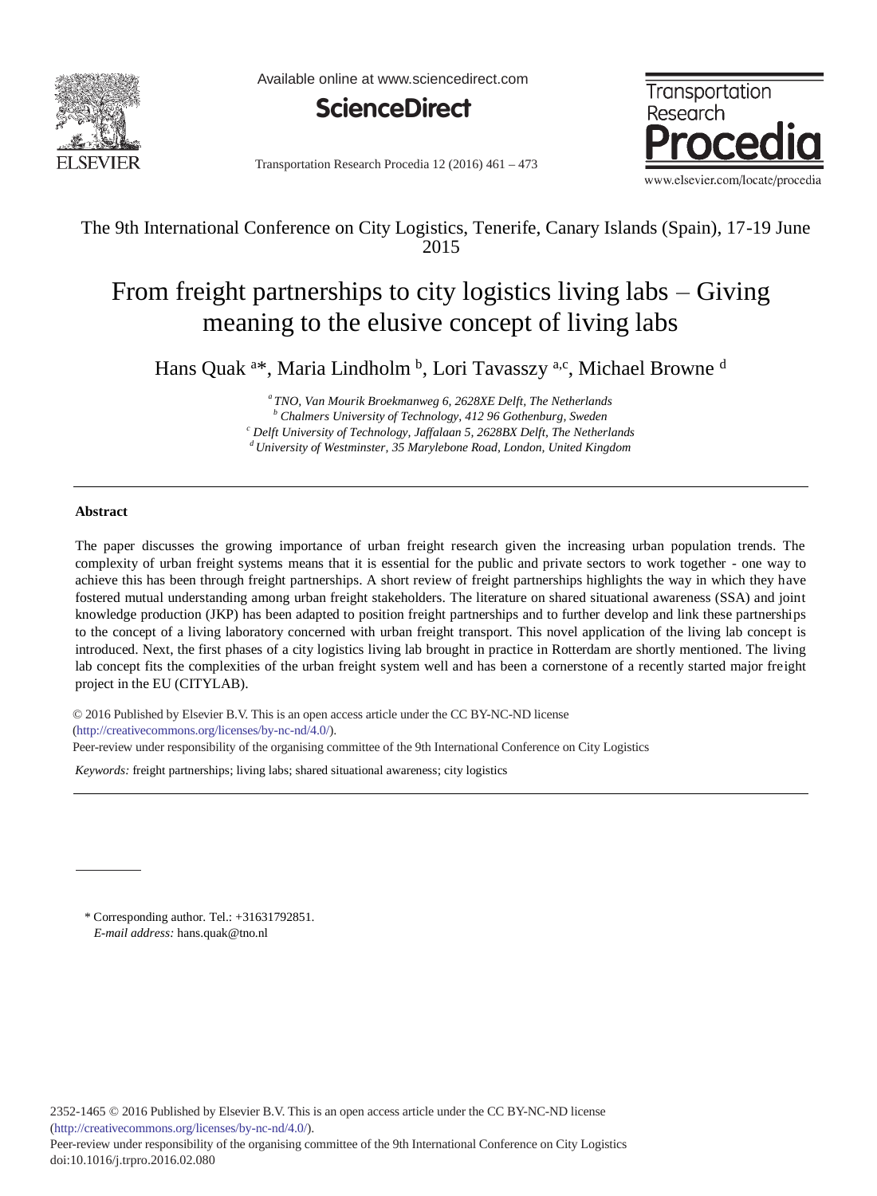The 9th International Conference on City Logistics, Tenerife, Canary Islands (Spain), 17-19 June 2015

# From freight partnerships to city logistics living labs – Giving meaning to the elusive concept of living labs

Hans Quak [a]*, Maria Lindholm [b], Lori Tavasszy [a,c], Michael Browne [d]

[a] *TNO, Van Mourik Broekmanweg 6, 2628XE Delft, The Netherlands*
[b] *Chalmers University of Technology, 412 96 Gothenburg, Sweden*
[c] *Delft University of Technology, Jaffalaan 5, 2628BX Delft, The Netherlands*
[d] *University of Westminster, 35 Marylebone Road, London, United Kingdom*

---

**Abstract**

The paper discusses the growing importance of urban freight research given the increasing urban population trends. The complexity of urban freight systems means that it is essential for the public and private sectors to work together - one way to achieve this has been through freight partnerships. A short review of freight partnerships highlights the way in which they have fostered mutual understanding among urban freight stakeholders. The literature on shared situational awareness (SSA) and joint knowledge production (JKP) has been adapted to position freight partnerships and to further develop and link these partnerships to the concept of a living laboratory concerned with urban freight transport. This novel application of the living lab concept is introduced. Next, the first phases of a city logistics living lab brought in practice in Rotterdam are shortly mentioned. The living lab concept fits the complexities of the urban freight system well and has been a cornerstone of a recently started major freight project in the EU (CITYLAB).

© 2016 Published by Elsevier B.V. This is an open access article under the CC BY-NC-ND license (http://creativecommons.org/licenses/by-nc-nd/4.0/).
Peer-review under responsibility of the organising committee of the 9th International Conference on City Logistics

*Keywords:* freight partnerships; living labs; shared situational awareness; city logistics

---

\* Corresponding author. Tel.: +31631792851.
*E-mail address:* hans.quak@tno.nl

2352-1465 © 2016 Published by Elsevier B.V. This is an open access article under the CC BY-NC-ND license (http://creativecommons.org/licenses/by-nc-nd/4.0/).
Peer-review under responsibility of the organising committee of the 9th International Conference on City Logistics
doi:10.1016/j.trpro.2016.02.080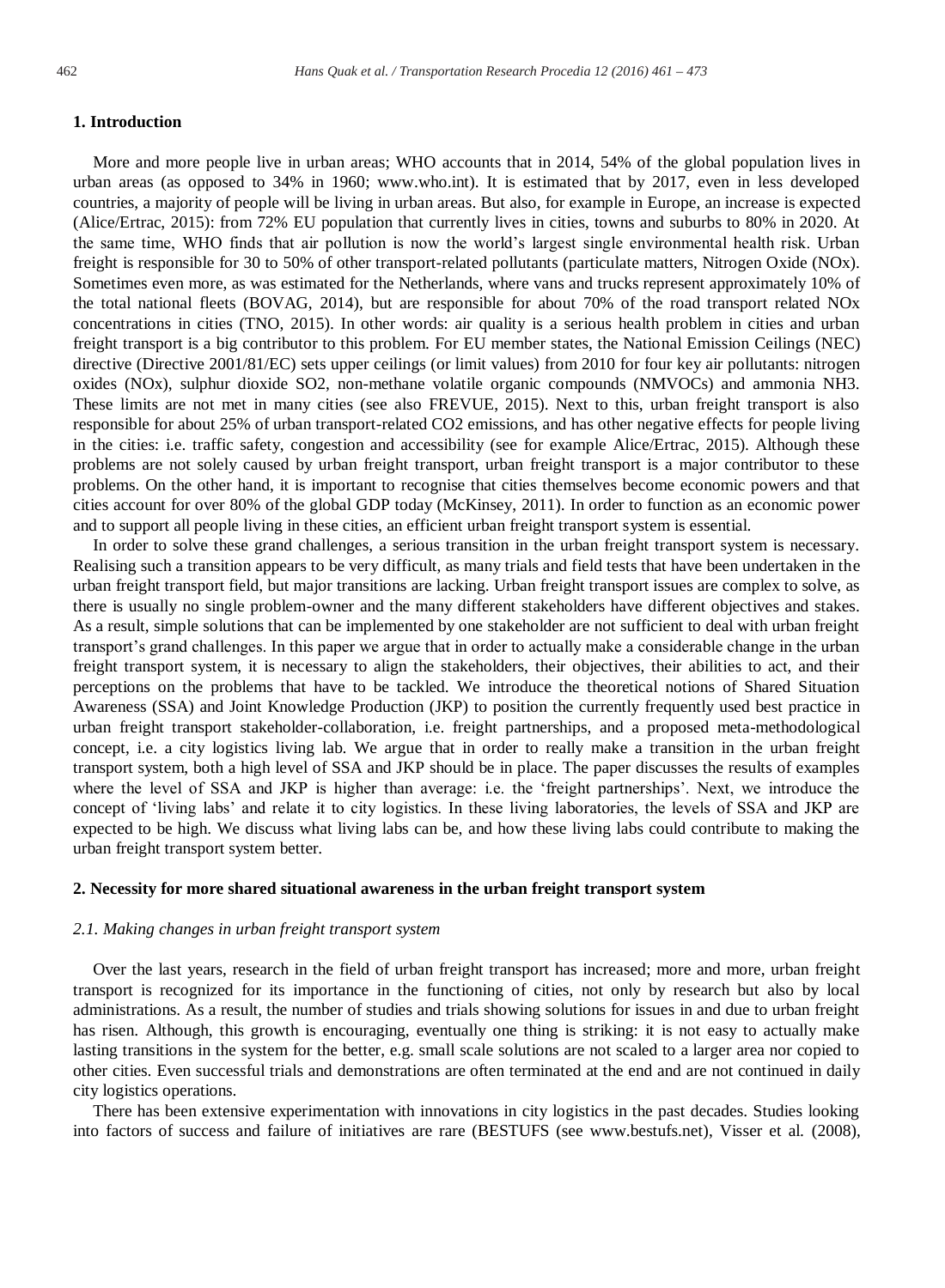## 1. Introduction

More and more people live in urban areas; WHO accounts that in 2014, 54% of the global population lives in urban areas (as opposed to 34% in 1960; www.who.int). It is estimated that by 2017, even in less developed countries, a majority of people will be living in urban areas. But also, for example in Europe, an increase is expected (Alice/Ertrac, 2015): from 72% EU population that currently lives in cities, towns and suburbs to 80% in 2020. At the same time, WHO finds that air pollution is now the world's largest single environmental health risk. Urban freight is responsible for 30 to 50% of other transport-related pollutants (particulate matters, Nitrogen Oxide (NOx). Sometimes even more, as was estimated for the Netherlands, where vans and trucks represent approximately 10% of the total national fleets (BOVAG, 2014), but are responsible for about 70% of the road transport related NOx concentrations in cities (TNO, 2015). In other words: air quality is a serious health problem in cities and urban freight transport is a big contributor to this problem. For EU member states, the National Emission Ceilings (NEC) directive (Directive 2001/81/EC) sets upper ceilings (or limit values) from 2010 for four key air pollutants: nitrogen oxides (NOx), sulphur dioxide SO2, non-methane volatile organic compounds (NMVOCs) and ammonia NH3. These limits are not met in many cities (see also FREVUE, 2015). Next to this, urban freight transport is also responsible for about 25% of urban transport-related CO2 emissions, and has other negative effects for people living in the cities: i.e. traffic safety, congestion and accessibility (see for example Alice/Ertrac, 2015). Although these problems are not solely caused by urban freight transport, urban freight transport is a major contributor to these problems. On the other hand, it is important to recognise that cities themselves become economic powers and that cities account for over 80% of the global GDP today (McKinsey, 2011). In order to function as an economic power and to support all people living in these cities, an efficient urban freight transport system is essential.

In order to solve these grand challenges, a serious transition in the urban freight transport system is necessary. Realising such a transition appears to be very difficult, as many trials and field tests that have been undertaken in the urban freight transport field, but major transitions are lacking. Urban freight transport issues are complex to solve, as there is usually no single problem-owner and the many different stakeholders have different objectives and stakes. As a result, simple solutions that can be implemented by one stakeholder are not sufficient to deal with urban freight transport's grand challenges. In this paper we argue that in order to actually make a considerable change in the urban freight transport system, it is necessary to align the stakeholders, their objectives, their abilities to act, and their perceptions on the problems that have to be tackled. We introduce the theoretical notions of Shared Situation Awareness (SSA) and Joint Knowledge Production (JKP) to position the currently frequently used best practice in urban freight transport stakeholder-collaboration, i.e. freight partnerships, and a proposed meta-methodological concept, i.e. a city logistics living lab. We argue that in order to really make a transition in the urban freight transport system, both a high level of SSA and JKP should be in place. The paper discusses the results of examples where the level of SSA and JKP is higher than average: i.e. the 'freight partnerships'. Next, we introduce the concept of 'living labs' and relate it to city logistics. In these living laboratories, the levels of SSA and JKP are expected to be high. We discuss what living labs can be, and how these living labs could contribute to making the urban freight transport system better.

## 2. Necessity for more shared situational awareness in the urban freight transport system

### *2.1. Making changes in urban freight transport system*

Over the last years, research in the field of urban freight transport has increased; more and more, urban freight transport is recognized for its importance in the functioning of cities, not only by research but also by local administrations. As a result, the number of studies and trials showing solutions for issues in and due to urban freight has risen. Although, this growth is encouraging, eventually one thing is striking: it is not easy to actually make lasting transitions in the system for the better, e.g. small scale solutions are not scaled to a larger area nor copied to other cities. Even successful trials and demonstrations are often terminated at the end and are not continued in daily city logistics operations.

There has been extensive experimentation with innovations in city logistics in the past decades. Studies looking into factors of success and failure of initiatives are rare (BESTUFS (see www.bestufs.net), Visser et al. (2008),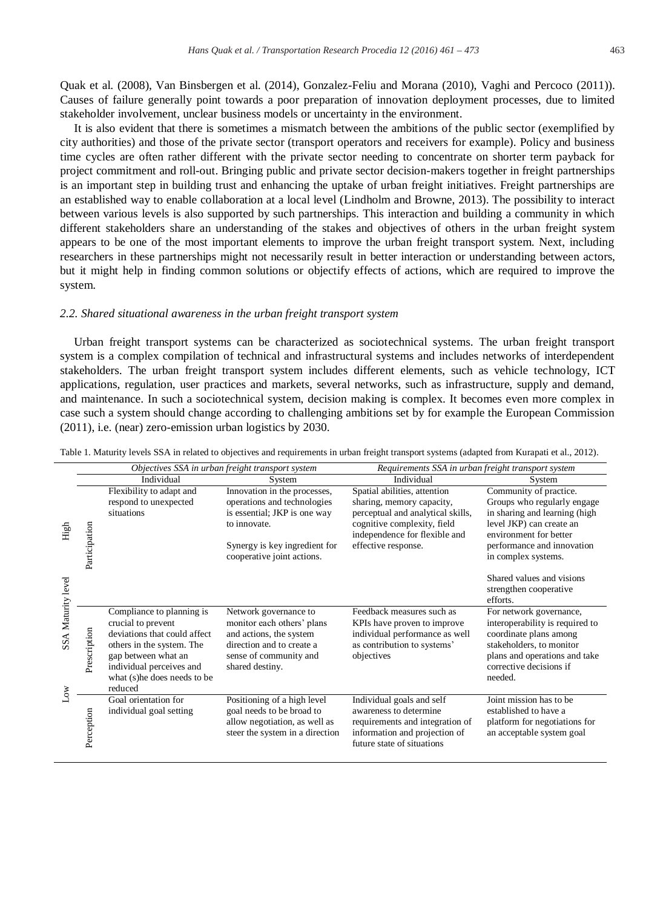Quak et al. (2008), Van Binsbergen et al. (2014), Gonzalez-Feliu and Morana (2010), Vaghi and Percoco (2011)). Causes of failure generally point towards a poor preparation of innovation deployment processes, due to limited stakeholder involvement, unclear business models or uncertainty in the environment.

It is also evident that there is sometimes a mismatch between the ambitions of the public sector (exemplified by city authorities) and those of the private sector (transport operators and receivers for example). Policy and business time cycles are often rather different with the private sector needing to concentrate on shorter term payback for project commitment and roll-out. Bringing public and private sector decision-makers together in freight partnerships is an important step in building trust and enhancing the uptake of urban freight initiatives. Freight partnerships are an established way to enable collaboration at a local level (Lindholm and Browne, 2013). The possibility to interact between various levels is also supported by such partnerships. This interaction and building a community in which different stakeholders share an understanding of the stakes and objectives of others in the urban freight system appears to be one of the most important elements to improve the urban freight transport system. Next, including researchers in these partnerships might not necessarily result in better interaction or understanding between actors, but it might help in finding common solutions or objectify effects of actions, which are required to improve the system.

### *2.2. Shared situational awareness in the urban freight transport system*

Urban freight transport systems can be characterized as sociotechnical systems. The urban freight transport system is a complex compilation of technical and infrastructural systems and includes networks of interdependent stakeholders. The urban freight transport system includes different elements, such as vehicle technology, ICT applications, regulation, user practices and markets, several networks, such as infrastructure, supply and demand, and maintenance. In such a sociotechnical system, decision making is complex. It becomes even more complex in case such a system should change according to challenging ambitions set by for example the European Commission (2011), i.e. (near) zero-emission urban logistics by 2030.

Table 1. Maturity levels SSA in related to objectives and requirements in urban freight transport systems (adapted from Kurapati et al., 2012).

| SSA Maturity level | | *Objectives SSA in urban freight transport system* | | *Requirements SSA in urban freight transport system* | |
|---|---|---|---|---|---|
| | | Individual | System | Individual | System |
| High | Participation | Flexibility to adapt and respond to unexpected situations | Innovation in the processes, operations and technologies is essential; JKP is one way to innovate. Synergy is key ingredient for cooperative joint actions. | Spatial abilities, attention sharing, memory capacity, perceptual and analytical skills, cognitive complexity, field independence for flexible and effective response. | Community of practice. Groups who regularly engage in sharing and learning (high level JKP) can create an environment for better performance and innovation in complex systems. Shared values and visions strengthen cooperative efforts. |
| | Prescription | Compliance to planning is crucial to prevent deviations that could affect others in the system. The gap between what an individual perceives and what (s)he does needs to be reduced | Network governance to monitor each others' plans and actions, the system direction and to create a sense of community and shared destiny. | Feedback measures such as KPIs have proven to improve individual performance as well as contribution to systems' objectives | For network governance, interoperability is required to coordinate plans among stakeholders, to monitor plans and operations and take corrective decisions if needed. |
| Low | Perception | Goal orientation for individual goal setting | Positioning of a high level goal needs to be broad to allow negotiation, as well as steer the system in a direction | Individual goals and self awareness to determine requirements and integration of information and projection of future state of situations | Joint mission has to be established to have a platform for negotiations for an acceptable system goal |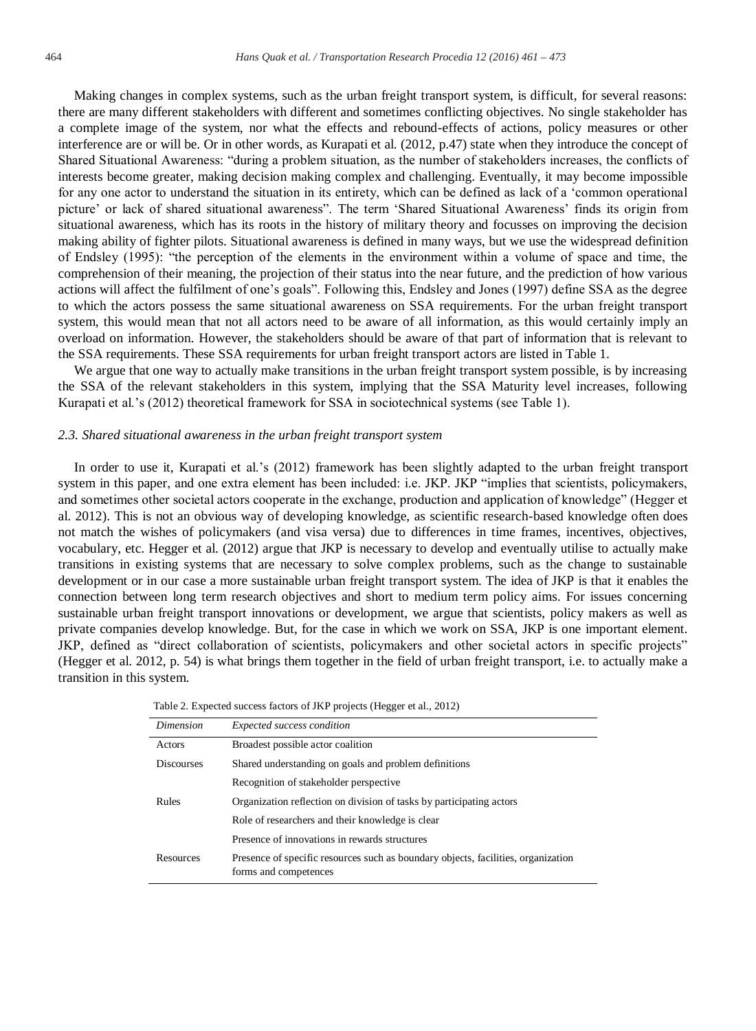Making changes in complex systems, such as the urban freight transport system, is difficult, for several reasons: there are many different stakeholders with different and sometimes conflicting objectives. No single stakeholder has a complete image of the system, nor what the effects and rebound-effects of actions, policy measures or other interference are or will be. Or in other words, as Kurapati et al. (2012, p.47) state when they introduce the concept of Shared Situational Awareness: "during a problem situation, as the number of stakeholders increases, the conflicts of interests become greater, making decision making complex and challenging. Eventually, it may become impossible for any one actor to understand the situation in its entirety, which can be defined as lack of a 'common operational picture' or lack of shared situational awareness". The term 'Shared Situational Awareness' finds its origin from situational awareness, which has its roots in the history of military theory and focusses on improving the decision making ability of fighter pilots. Situational awareness is defined in many ways, but we use the widespread definition of Endsley (1995): "the perception of the elements in the environment within a volume of space and time, the comprehension of their meaning, the projection of their status into the near future, and the prediction of how various actions will affect the fulfilment of one's goals". Following this, Endsley and Jones (1997) define SSA as the degree to which the actors possess the same situational awareness on SSA requirements. For the urban freight transport system, this would mean that not all actors need to be aware of all information, as this would certainly imply an overload on information. However, the stakeholders should be aware of that part of information that is relevant to the SSA requirements. These SSA requirements for urban freight transport actors are listed in Table 1.

We argue that one way to actually make transitions in the urban freight transport system possible, is by increasing the SSA of the relevant stakeholders in this system, implying that the SSA Maturity level increases, following Kurapati et al.'s (2012) theoretical framework for SSA in sociotechnical systems (see Table 1).

### *2.3. Shared situational awareness in the urban freight transport system*

In order to use it, Kurapati et al.'s (2012) framework has been slightly adapted to the urban freight transport system in this paper, and one extra element has been included: i.e. JKP. JKP "implies that scientists, policymakers, and sometimes other societal actors cooperate in the exchange, production and application of knowledge" (Hegger et al. 2012). This is not an obvious way of developing knowledge, as scientific research-based knowledge often does not match the wishes of policymakers (and visa versa) due to differences in time frames, incentives, objectives, vocabulary, etc. Hegger et al. (2012) argue that JKP is necessary to develop and eventually utilise to actually make transitions in existing systems that are necessary to solve complex problems, such as the change to sustainable development or in our case a more sustainable urban freight transport system. The idea of JKP is that it enables the connection between long term research objectives and short to medium term policy aims. For issues concerning sustainable urban freight transport innovations or development, we argue that scientists, policy makers as well as private companies develop knowledge. But, for the case in which we work on SSA, JKP is one important element. JKP, defined as "direct collaboration of scientists, policymakers and other societal actors in specific projects" (Hegger et al. 2012, p. 54) is what brings them together in the field of urban freight transport, i.e. to actually make a transition in this system.

Table 2. Expected success factors of JKP projects (Hegger et al., 2012)

| *Dimension* | *Expected success condition* |
|---|---|
| Actors | Broadest possible actor coalition |
| Discourses | Shared understanding on goals and problem definitions |
| | Recognition of stakeholder perspective |
| Rules | Organization reflection on division of tasks by participating actors |
| | Role of researchers and their knowledge is clear |
| | Presence of innovations in rewards structures |
| Resources | Presence of specific resources such as boundary objects, facilities, organization forms and competences |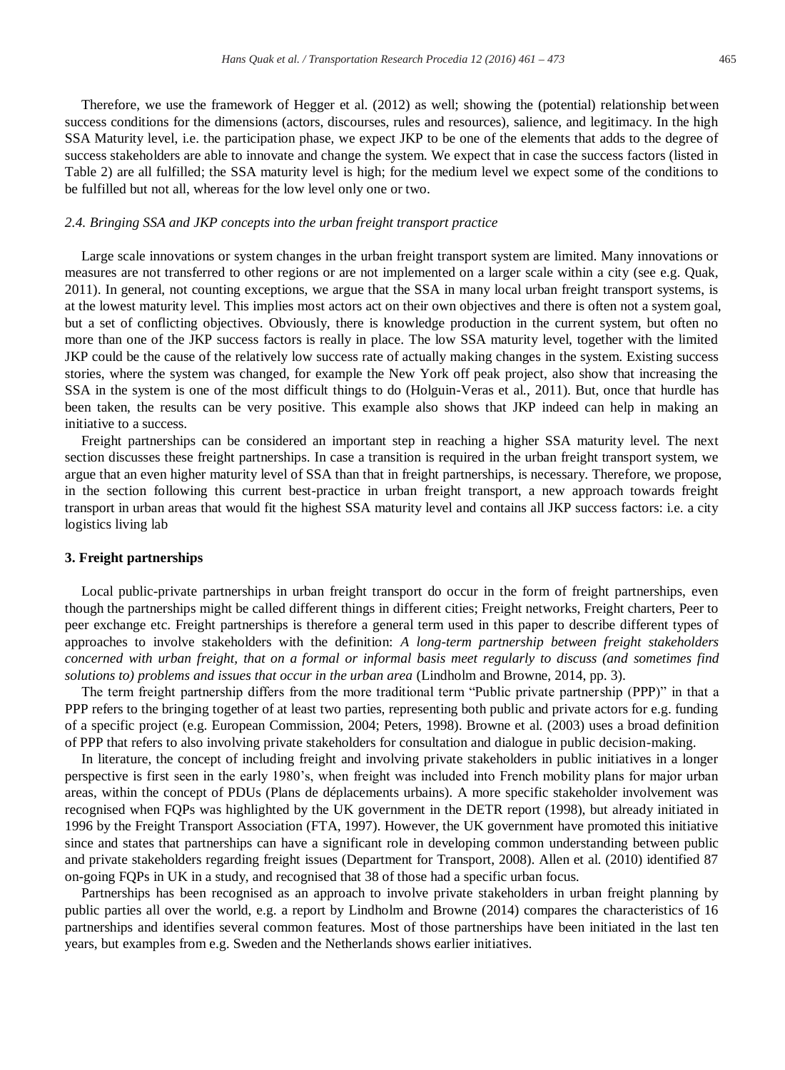Therefore, we use the framework of Hegger et al. (2012) as well; showing the (potential) relationship between success conditions for the dimensions (actors, discourses, rules and resources), salience, and legitimacy. In the high SSA Maturity level, i.e. the participation phase, we expect JKP to be one of the elements that adds to the degree of success stakeholders are able to innovate and change the system. We expect that in case the success factors (listed in Table 2) are all fulfilled; the SSA maturity level is high; for the medium level we expect some of the conditions to be fulfilled but not all, whereas for the low level only one or two.

### *2.4. Bringing SSA and JKP concepts into the urban freight transport practice*

Large scale innovations or system changes in the urban freight transport system are limited. Many innovations or measures are not transferred to other regions or are not implemented on a larger scale within a city (see e.g. Quak, 2011). In general, not counting exceptions, we argue that the SSA in many local urban freight transport systems, is at the lowest maturity level. This implies most actors act on their own objectives and there is often not a system goal, but a set of conflicting objectives. Obviously, there is knowledge production in the current system, but often no more than one of the JKP success factors is really in place. The low SSA maturity level, together with the limited JKP could be the cause of the relatively low success rate of actually making changes in the system. Existing success stories, where the system was changed, for example the New York off peak project, also show that increasing the SSA in the system is one of the most difficult things to do (Holguin-Veras et al., 2011). But, once that hurdle has been taken, the results can be very positive. This example also shows that JKP indeed can help in making an initiative to a success.

Freight partnerships can be considered an important step in reaching a higher SSA maturity level. The next section discusses these freight partnerships. In case a transition is required in the urban freight transport system, we argue that an even higher maturity level of SSA than that in freight partnerships, is necessary. Therefore, we propose, in the section following this current best-practice in urban freight transport, a new approach towards freight transport in urban areas that would fit the highest SSA maturity level and contains all JKP success factors: i.e. a city logistics living lab

## 3. Freight partnerships

Local public-private partnerships in urban freight transport do occur in the form of freight partnerships, even though the partnerships might be called different things in different cities; Freight networks, Freight charters, Peer to peer exchange etc. Freight partnerships is therefore a general term used in this paper to describe different types of approaches to involve stakeholders with the definition: *A long-term partnership between freight stakeholders concerned with urban freight, that on a formal or informal basis meet regularly to discuss (and sometimes find solutions to) problems and issues that occur in the urban area* (Lindholm and Browne, 2014, pp. 3).

The term freight partnership differs from the more traditional term "Public private partnership (PPP)" in that a PPP refers to the bringing together of at least two parties, representing both public and private actors for e.g. funding of a specific project (e.g. European Commission, 2004; Peters, 1998). Browne et al. (2003) uses a broad definition of PPP that refers to also involving private stakeholders for consultation and dialogue in public decision-making.

In literature, the concept of including freight and involving private stakeholders in public initiatives in a longer perspective is first seen in the early 1980's, when freight was included into French mobility plans for major urban areas, within the concept of PDUs (Plans de déplacements urbains). A more specific stakeholder involvement was recognised when FQPs was highlighted by the UK government in the DETR report (1998), but already initiated in 1996 by the Freight Transport Association (FTA, 1997). However, the UK government have promoted this initiative since and states that partnerships can have a significant role in developing common understanding between public and private stakeholders regarding freight issues (Department for Transport, 2008). Allen et al. (2010) identified 87 on-going FQPs in UK in a study, and recognised that 38 of those had a specific urban focus.

Partnerships has been recognised as an approach to involve private stakeholders in urban freight planning by public parties all over the world, e.g. a report by Lindholm and Browne (2014) compares the characteristics of 16 partnerships and identifies several common features. Most of those partnerships have been initiated in the last ten years, but examples from e.g. Sweden and the Netherlands shows earlier initiatives.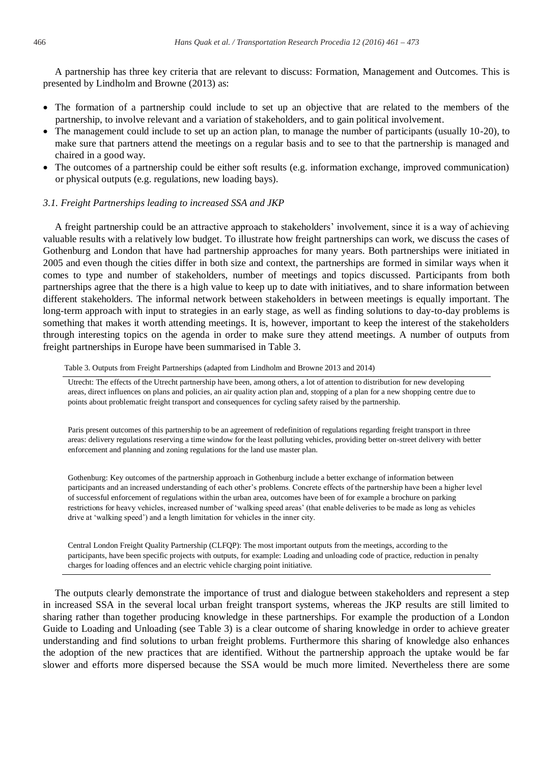A partnership has three key criteria that are relevant to discuss: Formation, Management and Outcomes. This is presented by Lindholm and Browne (2013) as:

- The formation of a partnership could include to set up an objective that are related to the members of the partnership, to involve relevant and a variation of stakeholders, and to gain political involvement.
- The management could include to set up an action plan, to manage the number of participants (usually 10-20), to make sure that partners attend the meetings on a regular basis and to see to that the partnership is managed and chaired in a good way.
- The outcomes of a partnership could be either soft results (e.g. information exchange, improved communication) or physical outputs (e.g. regulations, new loading bays).

### *3.1. Freight Partnerships leading to increased SSA and JKP*

A freight partnership could be an attractive approach to stakeholders' involvement, since it is a way of achieving valuable results with a relatively low budget. To illustrate how freight partnerships can work, we discuss the cases of Gothenburg and London that have had partnership approaches for many years. Both partnerships were initiated in 2005 and even though the cities differ in both size and context, the partnerships are formed in similar ways when it comes to type and number of stakeholders, number of meetings and topics discussed. Participants from both partnerships agree that the there is a high value to keep up to date with initiatives, and to share information between different stakeholders. The informal network between stakeholders in between meetings is equally important. The long-term approach with input to strategies in an early stage, as well as finding solutions to day-to-day problems is something that makes it worth attending meetings. It is, however, important to keep the interest of the stakeholders through interesting topics on the agenda in order to make sure they attend meetings. A number of outputs from freight partnerships in Europe have been summarised in Table 3.

Table 3. Outputs from Freight Partnerships (adapted from Lindholm and Browne 2013 and 2014)

| |
|---|
| Utrecht: The effects of the Utrecht partnership have been, among others, a lot of attention to distribution for new developing areas, direct influences on plans and policies, an air quality action plan and, stopping of a plan for a new shopping centre due to points about problematic freight transport and consequences for cycling safety raised by the partnership. |
| Paris present outcomes of this partnership to be an agreement of redefinition of regulations regarding freight transport in three areas: delivery regulations reserving a time window for the least polluting vehicles, providing better on-street delivery with better enforcement and planning and zoning regulations for the land use master plan. |
| Gothenburg: Key outcomes of the partnership approach in Gothenburg include a better exchange of information between participants and an increased understanding of each other's problems. Concrete effects of the partnership have been a higher level of successful enforcement of regulations within the urban area, outcomes have been of for example a brochure on parking restrictions for heavy vehicles, increased number of 'walking speed areas' (that enable deliveries to be made as long as vehicles drive at 'walking speed') and a length limitation for vehicles in the inner city. |
| Central London Freight Quality Partnership (CLFQP): The most important outputs from the meetings, according to the participants, have been specific projects with outputs, for example: Loading and unloading code of practice, reduction in penalty charges for loading offences and an electric vehicle charging point initiative. |

The outputs clearly demonstrate the importance of trust and dialogue between stakeholders and represent a step in increased SSA in the several local urban freight transport systems, whereas the JKP results are still limited to sharing rather than together producing knowledge in these partnerships. For example the production of a London Guide to Loading and Unloading (see Table 3) is a clear outcome of sharing knowledge in order to achieve greater understanding and find solutions to urban freight problems. Furthermore this sharing of knowledge also enhances the adoption of the new practices that are identified. Without the partnership approach the uptake would be far slower and efforts more dispersed because the SSA would be much more limited. Nevertheless there are some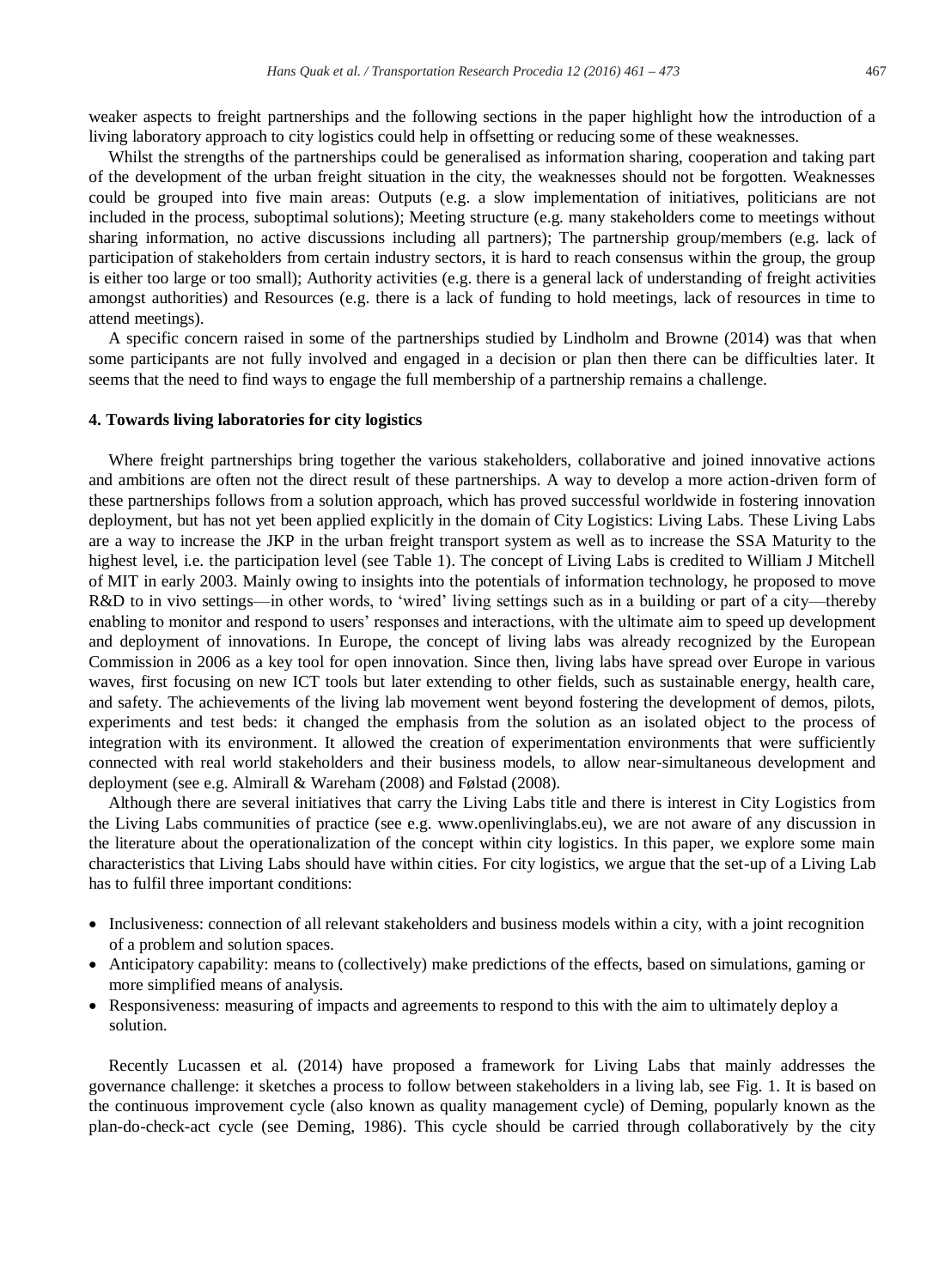weaker aspects to freight partnerships and the following sections in the paper highlight how the introduction of a living laboratory approach to city logistics could help in offsetting or reducing some of these weaknesses.

Whilst the strengths of the partnerships could be generalised as information sharing, cooperation and taking part of the development of the urban freight situation in the city, the weaknesses should not be forgotten. Weaknesses could be grouped into five main areas: Outputs (e.g. a slow implementation of initiatives, politicians are not included in the process, suboptimal solutions); Meeting structure (e.g. many stakeholders come to meetings without sharing information, no active discussions including all partners); The partnership group/members (e.g. lack of participation of stakeholders from certain industry sectors, it is hard to reach consensus within the group, the group is either too large or too small); Authority activities (e.g. there is a general lack of understanding of freight activities amongst authorities) and Resources (e.g. there is a lack of funding to hold meetings, lack of resources in time to attend meetings).

A specific concern raised in some of the partnerships studied by Lindholm and Browne (2014) was that when some participants are not fully involved and engaged in a decision or plan then there can be difficulties later. It seems that the need to find ways to engage the full membership of a partnership remains a challenge.

## 4. Towards living laboratories for city logistics

Where freight partnerships bring together the various stakeholders, collaborative and joined innovative actions and ambitions are often not the direct result of these partnerships. A way to develop a more action-driven form of these partnerships follows from a solution approach, which has proved successful worldwide in fostering innovation deployment, but has not yet been applied explicitly in the domain of City Logistics: Living Labs. These Living Labs are a way to increase the JKP in the urban freight transport system as well as to increase the SSA Maturity to the highest level, i.e. the participation level (see Table 1). The concept of Living Labs is credited to William J Mitchell of MIT in early 2003. Mainly owing to insights into the potentials of information technology, he proposed to move R&D to in vivo settings—in other words, to 'wired' living settings such as in a building or part of a city—thereby enabling to monitor and respond to users' responses and interactions, with the ultimate aim to speed up development and deployment of innovations. In Europe, the concept of living labs was already recognized by the European Commission in 2006 as a key tool for open innovation. Since then, living labs have spread over Europe in various waves, first focusing on new ICT tools but later extending to other fields, such as sustainable energy, health care, and safety. The achievements of the living lab movement went beyond fostering the development of demos, pilots, experiments and test beds: it changed the emphasis from the solution as an isolated object to the process of integration with its environment. It allowed the creation of experimentation environments that were sufficiently connected with real world stakeholders and their business models, to allow near-simultaneous development and deployment (see e.g. Almirall & Wareham (2008) and Følstad (2008).

Although there are several initiatives that carry the Living Labs title and there is interest in City Logistics from the Living Labs communities of practice (see e.g. www.openlivinglabs.eu), we are not aware of any discussion in the literature about the operationalization of the concept within city logistics. In this paper, we explore some main characteristics that Living Labs should have within cities. For city logistics, we argue that the set-up of a Living Lab has to fulfil three important conditions:

- Inclusiveness: connection of all relevant stakeholders and business models within a city, with a joint recognition of a problem and solution spaces.
- Anticipatory capability: means to (collectively) make predictions of the effects, based on simulations, gaming or more simplified means of analysis.
- Responsiveness: measuring of impacts and agreements to respond to this with the aim to ultimately deploy a solution.

Recently Lucassen et al. (2014) have proposed a framework for Living Labs that mainly addresses the governance challenge: it sketches a process to follow between stakeholders in a living lab, see Fig. 1. It is based on the continuous improvement cycle (also known as quality management cycle) of Deming, popularly known as the plan-do-check-act cycle (see Deming, 1986). This cycle should be carried through collaboratively by the city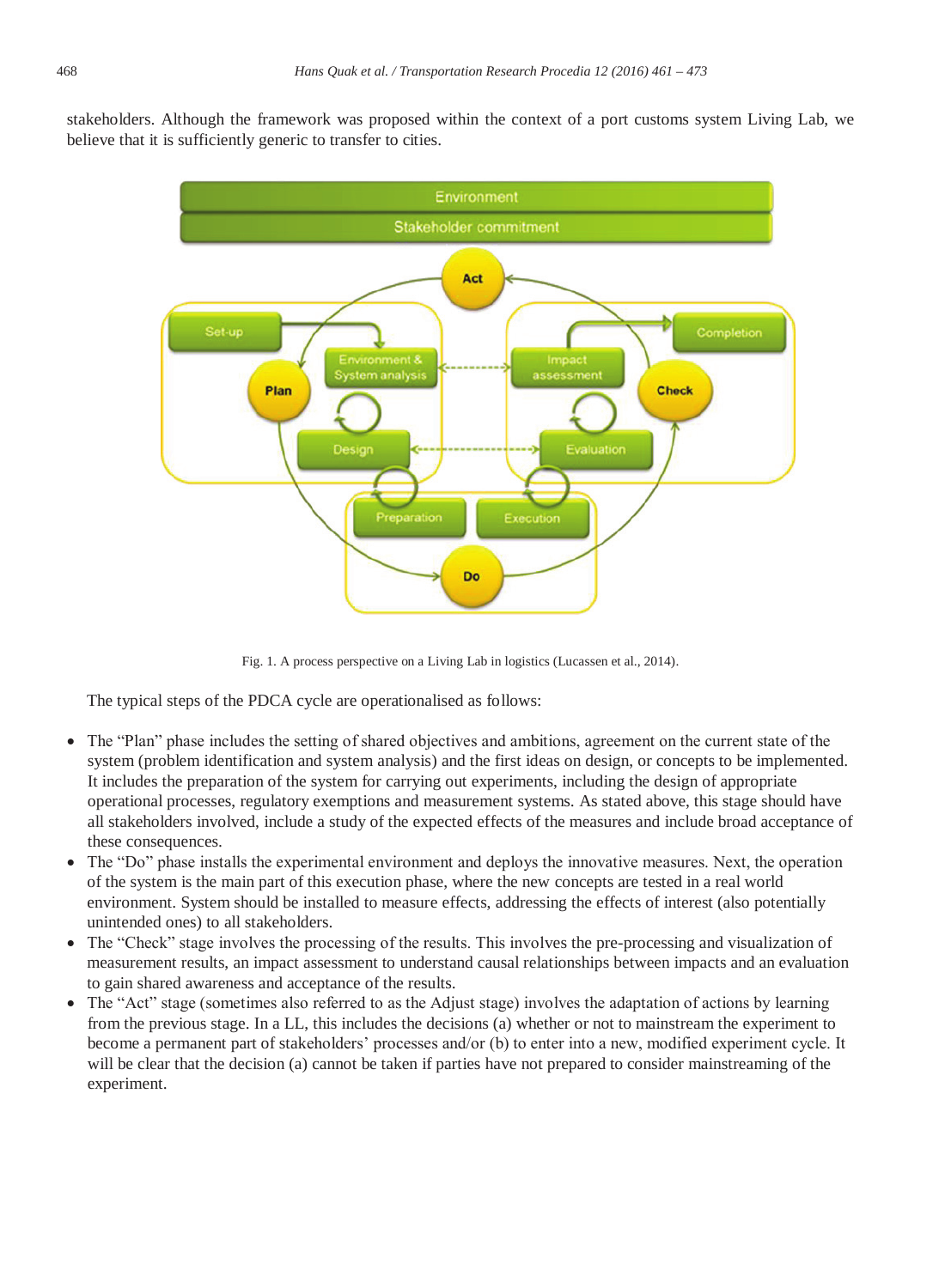stakeholders. Although the framework was proposed within the context of a port customs system Living Lab, we believe that it is sufficiently generic to transfer to cities.

Fig. 1. A process perspective on a Living Lab in logistics (Lucassen et al., 2014).

The typical steps of the PDCA cycle are operationalised as follows:

- The "Plan" phase includes the setting of shared objectives and ambitions, agreement on the current state of the system (problem identification and system analysis) and the first ideas on design, or concepts to be implemented. It includes the preparation of the system for carrying out experiments, including the design of appropriate operational processes, regulatory exemptions and measurement systems. As stated above, this stage should have all stakeholders involved, include a study of the expected effects of the measures and include broad acceptance of these consequences.
- The "Do" phase installs the experimental environment and deploys the innovative measures. Next, the operation of the system is the main part of this execution phase, where the new concepts are tested in a real world environment. System should be installed to measure effects, addressing the effects of interest (also potentially unintended ones) to all stakeholders.
- The "Check" stage involves the processing of the results. This involves the pre-processing and visualization of measurement results, an impact assessment to understand causal relationships between impacts and an evaluation to gain shared awareness and acceptance of the results.
- The "Act" stage (sometimes also referred to as the Adjust stage) involves the adaptation of actions by learning from the previous stage. In a LL, this includes the decisions (a) whether or not to mainstream the experiment to become a permanent part of stakeholders' processes and/or (b) to enter into a new, modified experiment cycle. It will be clear that the decision (a) cannot be taken if parties have not prepared to consider mainstreaming of the experiment.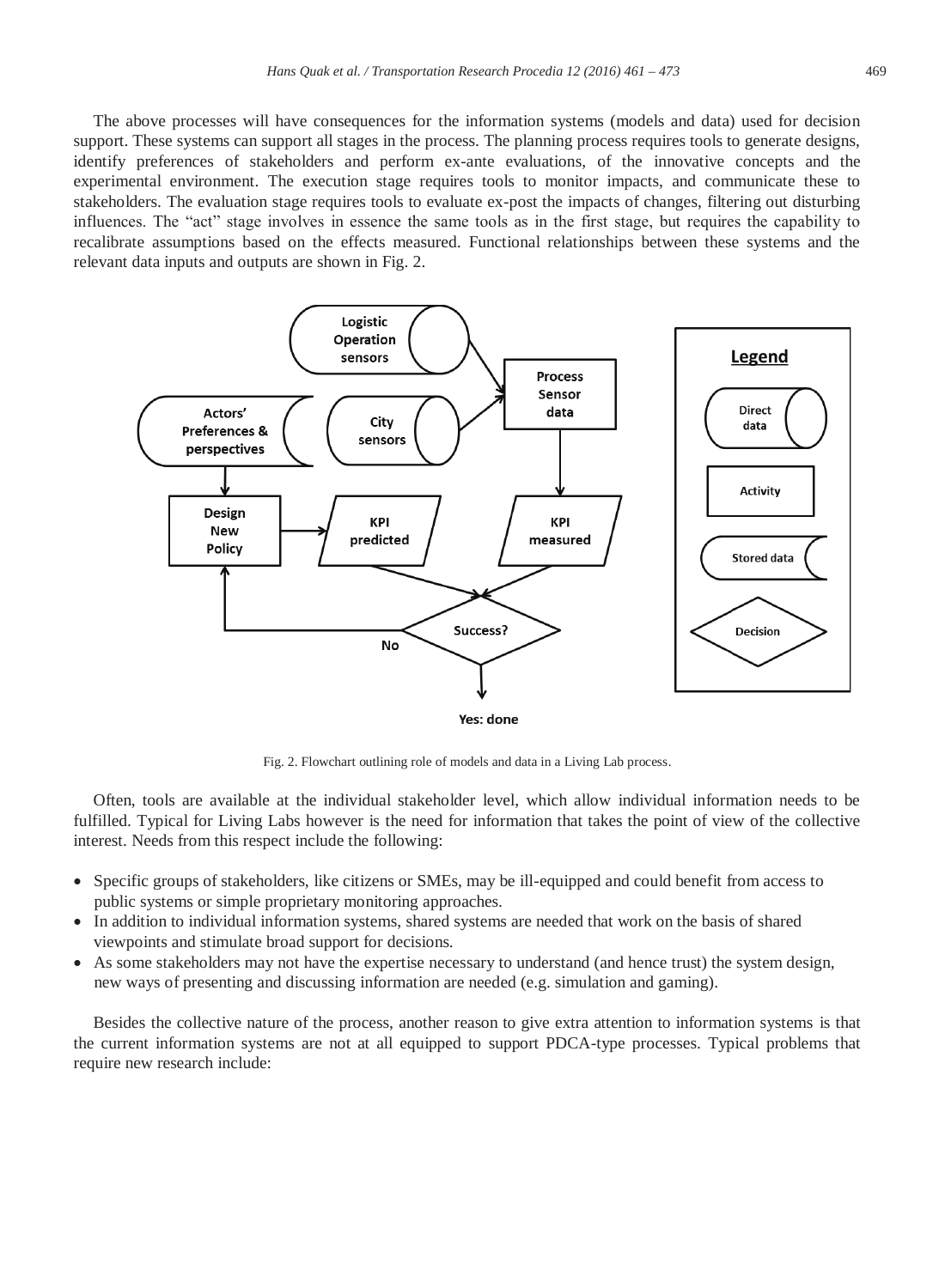The above processes will have consequences for the information systems (models and data) used for decision support. These systems can support all stages in the process. The planning process requires tools to generate designs, identify preferences of stakeholders and perform ex-ante evaluations, of the innovative concepts and the experimental environment. The execution stage requires tools to monitor impacts, and communicate these to stakeholders. The evaluation stage requires tools to evaluate ex-post the impacts of changes, filtering out disturbing influences. The "act" stage involves in essence the same tools as in the first stage, but requires the capability to recalibrate assumptions based on the effects measured. Functional relationships between these systems and the relevant data inputs and outputs are shown in Fig. 2.

Fig. 2. Flowchart outlining role of models and data in a Living Lab process.

Often, tools are available at the individual stakeholder level, which allow individual information needs to be fulfilled. Typical for Living Labs however is the need for information that takes the point of view of the collective interest. Needs from this respect include the following:

- Specific groups of stakeholders, like citizens or SMEs, may be ill-equipped and could benefit from access to public systems or simple proprietary monitoring approaches.
- In addition to individual information systems, shared systems are needed that work on the basis of shared viewpoints and stimulate broad support for decisions.
- As some stakeholders may not have the expertise necessary to understand (and hence trust) the system design, new ways of presenting and discussing information are needed (e.g. simulation and gaming).

Besides the collective nature of the process, another reason to give extra attention to information systems is that the current information systems are not at all equipped to support PDCA-type processes. Typical problems that require new research include: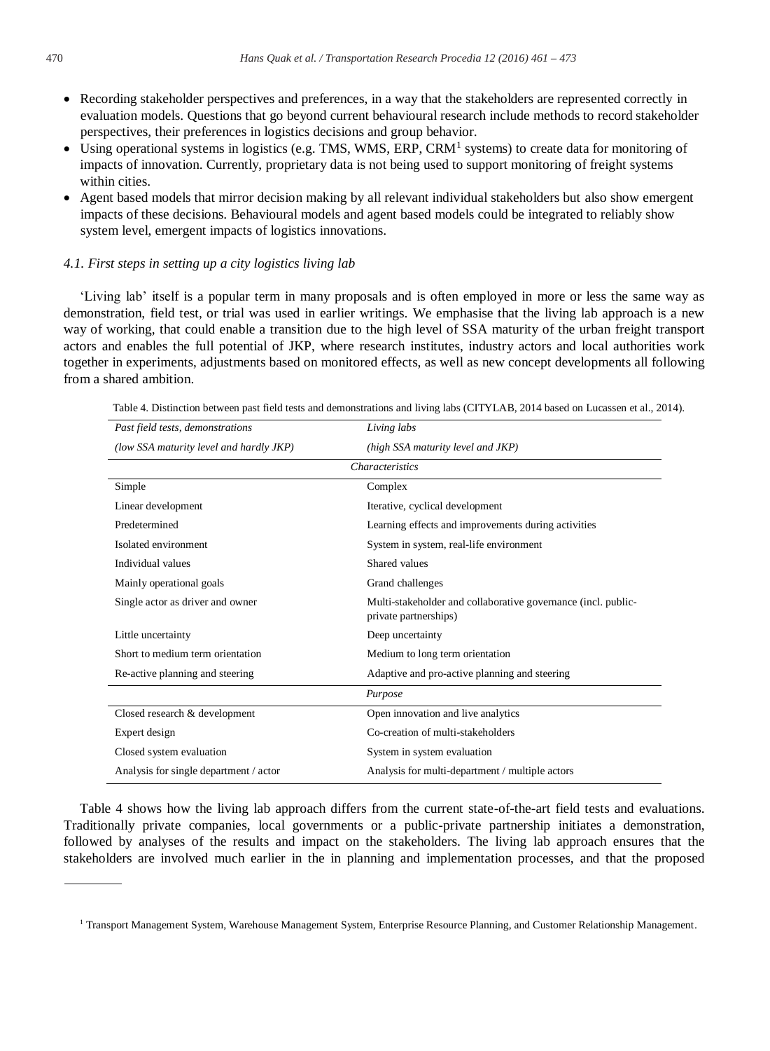- Recording stakeholder perspectives and preferences, in a way that the stakeholders are represented correctly in evaluation models. Questions that go beyond current behavioural research include methods to record stakeholder perspectives, their preferences in logistics decisions and group behavior.
- Using operational systems in logistics (e.g. TMS, WMS, ERP, CRM[1] systems) to create data for monitoring of impacts of innovation. Currently, proprietary data is not being used to support monitoring of freight systems within cities.
- Agent based models that mirror decision making by all relevant individual stakeholders but also show emergent impacts of these decisions. Behavioural models and agent based models could be integrated to reliably show system level, emergent impacts of logistics innovations.

### 4.1. First steps in setting up a city logistics living lab

'Living lab' itself is a popular term in many proposals and is often employed in more or less the same way as demonstration, field test, or trial was used in earlier writings. We emphasise that the living lab approach is a new way of working, that could enable a transition due to the high level of SSA maturity of the urban freight transport actors and enables the full potential of JKP, where research institutes, industry actors and local authorities work together in experiments, adjustments based on monitored effects, as well as new concept developments all following from a shared ambition.

Table 4. Distinction between past field tests and demonstrations and living labs (CITYLAB, 2014 based on Lucassen et al., 2014).

| *Past field tests, demonstrations (low SSA maturity level and hardly JKP)* | *Living labs (high SSA maturity level and JKP)* |
|---|---|
| | *Characteristics* |
| Simple | Complex |
| Linear development | Iterative, cyclical development |
| Predetermined | Learning effects and improvements during activities |
| Isolated environment | System in system, real-life environment |
| Individual values | Shared values |
| Mainly operational goals | Grand challenges |
| Single actor as driver and owner | Multi-stakeholder and collaborative governance (incl. public-private partnerships) |
| Little uncertainty | Deep uncertainty |
| Short to medium term orientation | Medium to long term orientation |
| Re-active planning and steering | Adaptive and pro-active planning and steering |
| | *Purpose* |
| Closed research & development | Open innovation and live analytics |
| Expert design | Co-creation of multi-stakeholders |
| Closed system evaluation | System in system evaluation |
| Analysis for single department / actor | Analysis for multi-department / multiple actors |

Table 4 shows how the living lab approach differs from the current state-of-the-art field tests and evaluations. Traditionally private companies, local governments or a public-private partnership initiates a demonstration, followed by analyses of the results and impact on the stakeholders. The living lab approach ensures that the stakeholders are involved much earlier in the in planning and implementation processes, and that the proposed

[1] Transport Management System, Warehouse Management System, Enterprise Resource Planning, and Customer Relationship Management.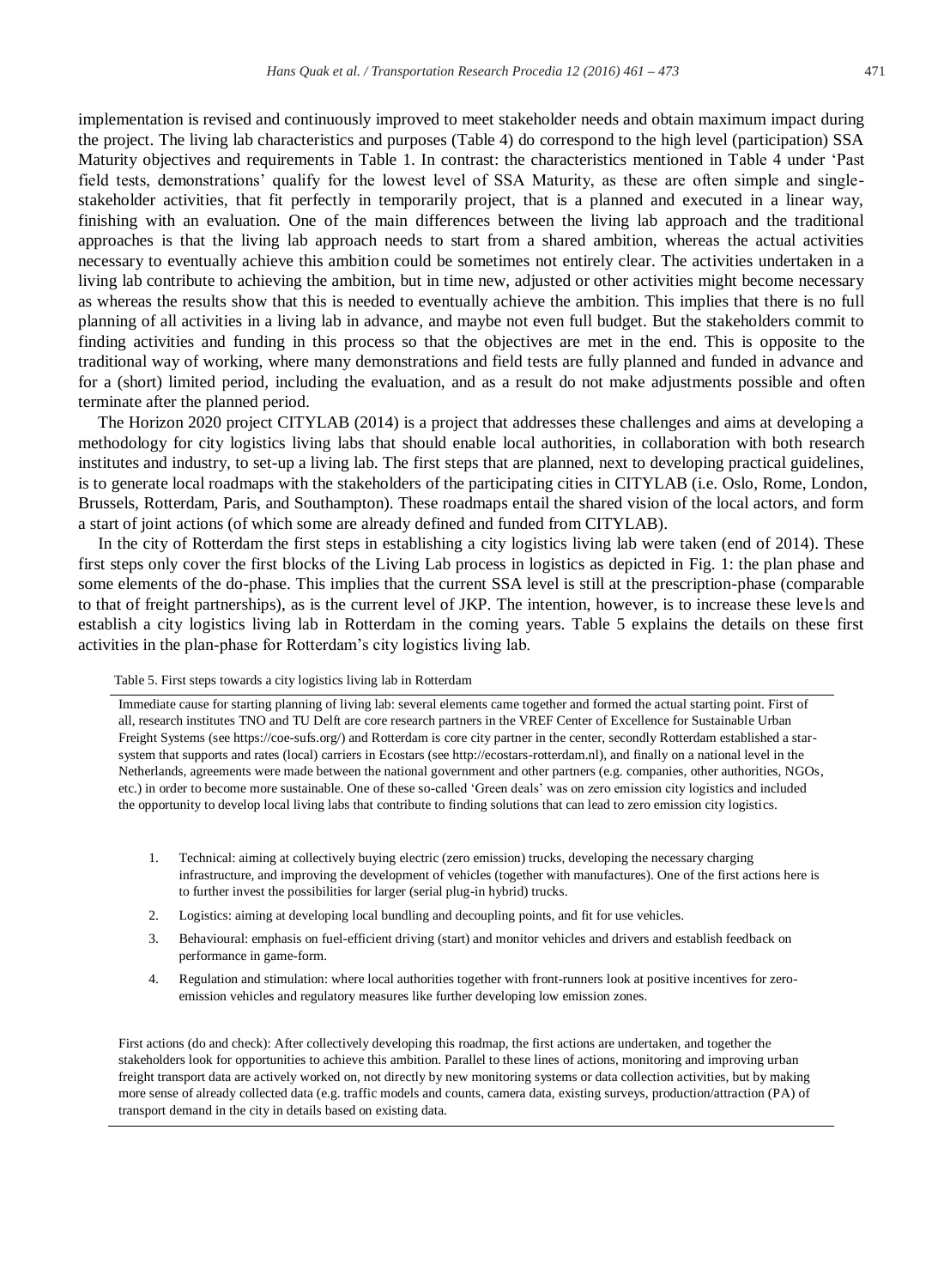implementation is revised and continuously improved to meet stakeholder needs and obtain maximum impact during the project. The living lab characteristics and purposes (Table 4) do correspond to the high level (participation) SSA Maturity objectives and requirements in Table 1. In contrast: the characteristics mentioned in Table 4 under 'Past field tests, demonstrations' qualify for the lowest level of SSA Maturity, as these are often simple and single-stakeholder activities, that fit perfectly in temporarily project, that is a planned and executed in a linear way, finishing with an evaluation. One of the main differences between the living lab approach and the traditional approaches is that the living lab approach needs to start from a shared ambition, whereas the actual activities necessary to eventually achieve this ambition could be sometimes not entirely clear. The activities undertaken in a living lab contribute to achieving the ambition, but in time new, adjusted or other activities might become necessary as whereas the results show that this is needed to eventually achieve the ambition. This implies that there is no full planning of all activities in a living lab in advance, and maybe not even full budget. But the stakeholders commit to finding activities and funding in this process so that the objectives are met in the end. This is opposite to the traditional way of working, where many demonstrations and field tests are fully planned and funded in advance and for a (short) limited period, including the evaluation, and as a result do not make adjustments possible and often terminate after the planned period.

The Horizon 2020 project CITYLAB (2014) is a project that addresses these challenges and aims at developing a methodology for city logistics living labs that should enable local authorities, in collaboration with both research institutes and industry, to set-up a living lab. The first steps that are planned, next to developing practical guidelines, is to generate local roadmaps with the stakeholders of the participating cities in CITYLAB (i.e. Oslo, Rome, London, Brussels, Rotterdam, Paris, and Southampton). These roadmaps entail the shared vision of the local actors, and form a start of joint actions (of which some are already defined and funded from CITYLAB).

In the city of Rotterdam the first steps in establishing a city logistics living lab were taken (end of 2014). These first steps only cover the first blocks of the Living Lab process in logistics as depicted in Fig. 1: the plan phase and some elements of the do-phase. This implies that the current SSA level is still at the prescription-phase (comparable to that of freight partnerships), as is the current level of JKP. The intention, however, is to increase these levels and establish a city logistics living lab in Rotterdam in the coming years. Table 5 explains the details on these first activities in the plan-phase for Rotterdam's city logistics living lab.

Table 5. First steps towards a city logistics living lab in Rotterdam

Immediate cause for starting planning of living lab: several elements came together and formed the actual starting point. First of all, research institutes TNO and TU Delft are core research partners in the VREF Center of Excellence for Sustainable Urban Freight Systems (see https://coe-sufs.org/) and Rotterdam is core city partner in the center, secondly Rotterdam established a star-system that supports and rates (local) carriers in Ecostars (see http://ecostars-rotterdam.nl), and finally on a national level in the Netherlands, agreements were made between the national government and other partners (e.g. companies, other authorities, NGOs, etc.) in order to become more sustainable. One of these so-called 'Green deals' was on zero emission city logistics and included the opportunity to develop local living labs that contribute to finding solutions that can lead to zero emission city logistics.

1. Technical: aiming at collectively buying electric (zero emission) trucks, developing the necessary charging infrastructure, and improving the development of vehicles (together with manufactures). One of the first actions here is to further invest the possibilities for larger (serial plug-in hybrid) trucks.
2. Logistics: aiming at developing local bundling and decoupling points, and fit for use vehicles.
3. Behavioural: emphasis on fuel-efficient driving (start) and monitor vehicles and drivers and establish feedback on performance in game-form.
4. Regulation and stimulation: where local authorities together with front-runners look at positive incentives for zero-emission vehicles and regulatory measures like further developing low emission zones.

First actions (do and check): After collectively developing this roadmap, the first actions are undertaken, and together the stakeholders look for opportunities to achieve this ambition. Parallel to these lines of actions, monitoring and improving urban freight transport data are actively worked on, not directly by new monitoring systems or data collection activities, but by making more sense of already collected data (e.g. traffic models and counts, camera data, existing surveys, production/attraction (PA) of transport demand in the city in details based on existing data.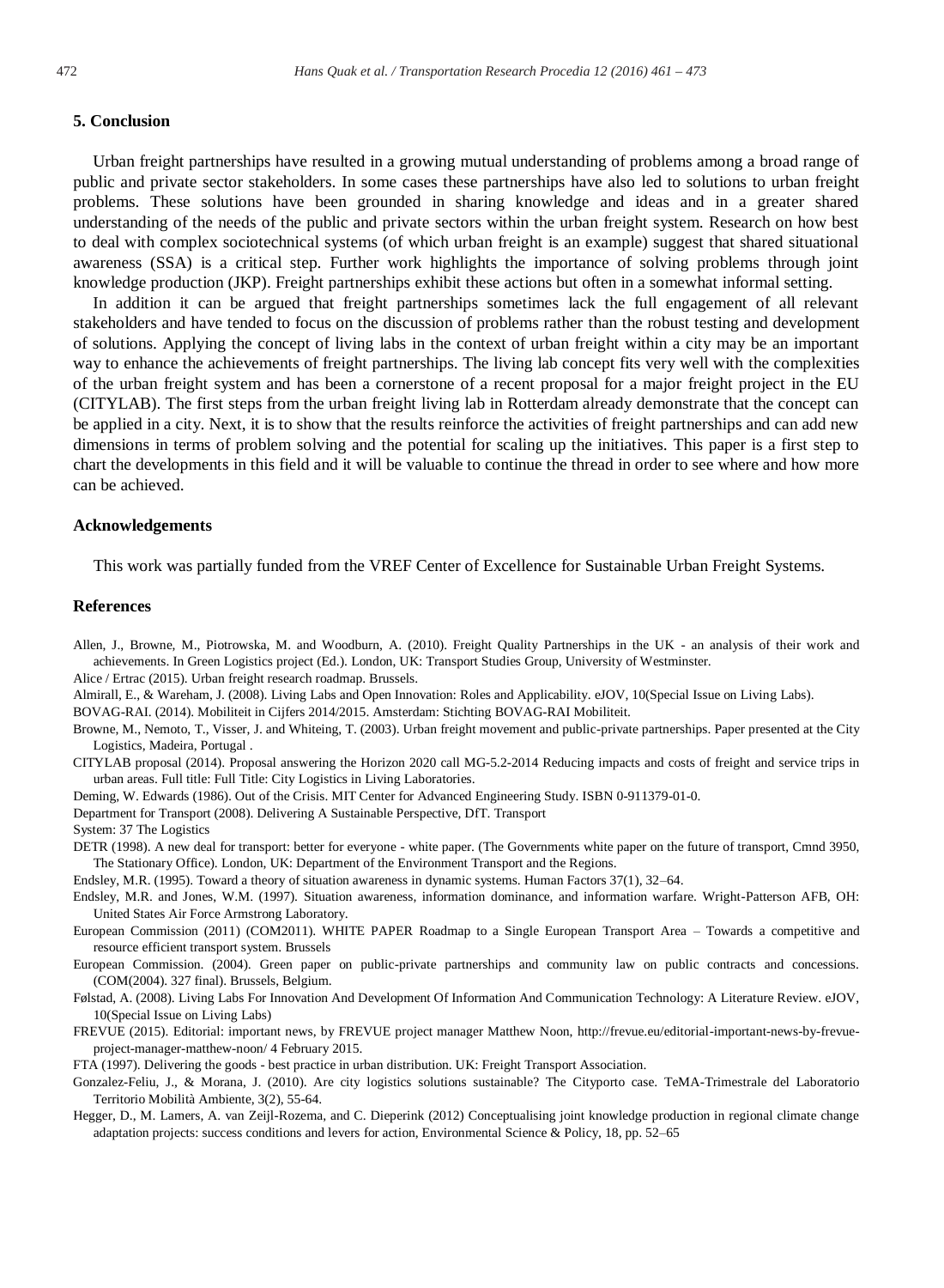## 5. Conclusion

Urban freight partnerships have resulted in a growing mutual understanding of problems among a broad range of public and private sector stakeholders. In some cases these partnerships have also led to solutions to urban freight problems. These solutions have been grounded in sharing knowledge and ideas and in a greater shared understanding of the needs of the public and private sectors within the urban freight system. Research on how best to deal with complex sociotechnical systems (of which urban freight is an example) suggest that shared situational awareness (SSA) is a critical step. Further work highlights the importance of solving problems through joint knowledge production (JKP). Freight partnerships exhibit these actions but often in a somewhat informal setting.

In addition it can be argued that freight partnerships sometimes lack the full engagement of all relevant stakeholders and have tended to focus on the discussion of problems rather than the robust testing and development of solutions. Applying the concept of living labs in the context of urban freight within a city may be an important way to enhance the achievements of freight partnerships. The living lab concept fits very well with the complexities of the urban freight system and has been a cornerstone of a recent proposal for a major freight project in the EU (CITYLAB). The first steps from the urban freight living lab in Rotterdam already demonstrate that the concept can be applied in a city. Next, it is to show that the results reinforce the activities of freight partnerships and can add new dimensions in terms of problem solving and the potential for scaling up the initiatives. This paper is a first step to chart the developments in this field and it will be valuable to continue the thread in order to see where and how more can be achieved.

## Acknowledgements

This work was partially funded from the VREF Center of Excellence for Sustainable Urban Freight Systems.

## References

Allen, J., Browne, M., Piotrowska, M. and Woodburn, A. (2010). Freight Quality Partnerships in the UK - an analysis of their work and achievements. In Green Logistics project (Ed.). London, UK: Transport Studies Group, University of Westminster.

Alice / Ertrac (2015). Urban freight research roadmap. Brussels.

Almirall, E., & Wareham, J. (2008). Living Labs and Open Innovation: Roles and Applicability. eJOV, 10(Special Issue on Living Labs).

BOVAG-RAI. (2014). Mobiliteit in Cijfers 2014/2015. Amsterdam: Stichting BOVAG-RAI Mobiliteit.

Browne, M., Nemoto, T., Visser, J. and Whiteing, T. (2003). Urban freight movement and public-private partnerships. Paper presented at the City Logistics, Madeira, Portugal .

CITYLAB proposal (2014). Proposal answering the Horizon 2020 call MG-5.2-2014 Reducing impacts and costs of freight and service trips in urban areas. Full title: Full Title: City Logistics in Living Laboratories.

Deming, W. Edwards (1986). Out of the Crisis. MIT Center for Advanced Engineering Study. ISBN 0-911379-01-0.

Department for Transport (2008). Delivering A Sustainable Perspective, DfT. Transport

System: 37 The Logistics

DETR (1998). A new deal for transport: better for everyone - white paper. (The Governments white paper on the future of transport, Cmnd 3950, The Stationary Office). London, UK: Department of the Environment Transport and the Regions.

Endsley, M.R. (1995). Toward a theory of situation awareness in dynamic systems. Human Factors 37(1), 32–64.

Endsley, M.R. and Jones, W.M. (1997). Situation awareness, information dominance, and information warfare. Wright-Patterson AFB, OH: United States Air Force Armstrong Laboratory.

European Commission (2011) (COM2011). WHITE PAPER Roadmap to a Single European Transport Area – Towards a competitive and resource efficient transport system. Brussels

European Commission. (2004). Green paper on public-private partnerships and community law on public contracts and concessions. (COM(2004). 327 final). Brussels, Belgium.

Følstad, A. (2008). Living Labs For Innovation And Development Of Information And Communication Technology: A Literature Review. eJOV, 10(Special Issue on Living Labs)

FREVUE (2015). Editorial: important news, by FREVUE project manager Matthew Noon, http://frevue.eu/editorial-important-news-by-frevue-project-manager-matthew-noon/ 4 February 2015.

FTA (1997). Delivering the goods - best practice in urban distribution. UK: Freight Transport Association.

Gonzalez-Feliu, J., & Morana, J. (2010). Are city logistics solutions sustainable? The Cityporto case. TeMA-Trimestrale del Laboratorio Territorio Mobilità Ambiente, 3(2), 55-64.

Hegger, D., M. Lamers, A. van Zeijl-Rozema, and C. Dieperink (2012) Conceptualising joint knowledge production in regional climate change adaptation projects: success conditions and levers for action, Environmental Science & Policy, 18, pp. 52–65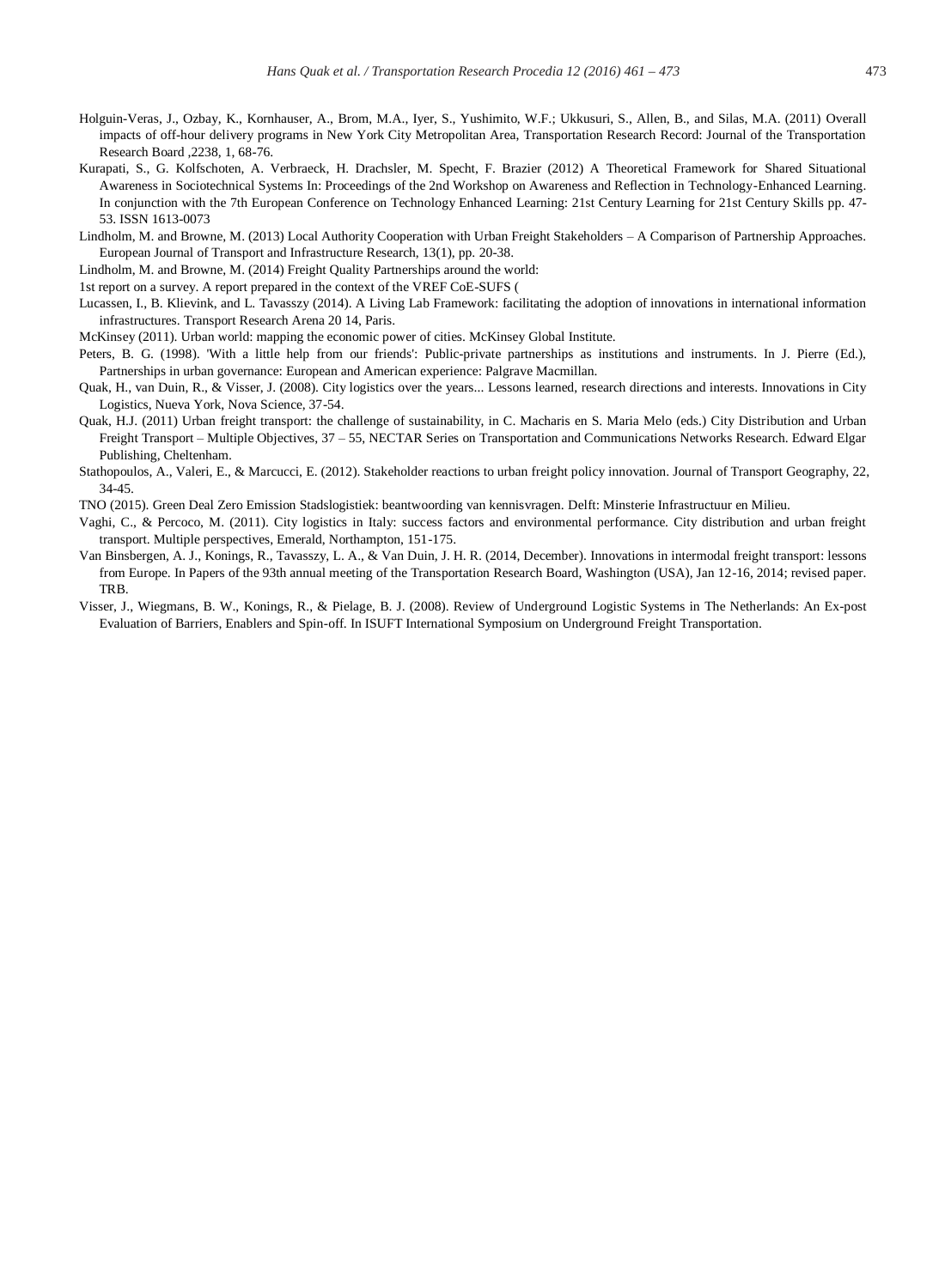Holguin-Veras, J., Ozbay, K., Kornhauser, A., Brom, M.A., Iyer, S., Yushimito, W.F.; Ukkusuri, S., Allen, B., and Silas, M.A. (2011) Overall impacts of off-hour delivery programs in New York City Metropolitan Area, Transportation Research Record: Journal of the Transportation Research Board ,2238, 1, 68-76.

Kurapati, S., G. Kolfschoten, A. Verbraeck, H. Drachsler, M. Specht, F. Brazier (2012) A Theoretical Framework for Shared Situational Awareness in Sociotechnical Systems In: Proceedings of the 2nd Workshop on Awareness and Reflection in Technology-Enhanced Learning. In conjunction with the 7th European Conference on Technology Enhanced Learning: 21st Century Learning for 21st Century Skills pp. 47-53. ISSN 1613-0073

Lindholm, M. and Browne, M. (2013) Local Authority Cooperation with Urban Freight Stakeholders – A Comparison of Partnership Approaches. European Journal of Transport and Infrastructure Research, 13(1), pp. 20-38.

Lindholm, M. and Browne, M. (2014) Freight Quality Partnerships around the world:

1st report on a survey. A report prepared in the context of the VREF CoE-SUFS (

Lucassen, I., B. Klievink, and L. Tavasszy (2014). A Living Lab Framework: facilitating the adoption of innovations in international information infrastructures. Transport Research Arena 20 14, Paris.

McKinsey (2011). Urban world: mapping the economic power of cities. McKinsey Global Institute.

Peters, B. G. (1998). 'With a little help from our friends': Public-private partnerships as institutions and instruments. In J. Pierre (Ed.), Partnerships in urban governance: European and American experience: Palgrave Macmillan.

Quak, H., van Duin, R., & Visser, J. (2008). City logistics over the years... Lessons learned, research directions and interests. Innovations in City Logistics, Nueva York, Nova Science, 37-54.

Quak, H.J. (2011) Urban freight transport: the challenge of sustainability, in C. Macharis en S. Maria Melo (eds.) City Distribution and Urban Freight Transport – Multiple Objectives, 37 – 55, NECTAR Series on Transportation and Communications Networks Research. Edward Elgar Publishing, Cheltenham.

Stathopoulos, A., Valeri, E., & Marcucci, E. (2012). Stakeholder reactions to urban freight policy innovation. Journal of Transport Geography, 22, 34-45.

TNO (2015). Green Deal Zero Emission Stadslogistiek: beantwoording van kennisvragen. Delft: Minsterie Infrastructuur en Milieu.

Vaghi, C., & Percoco, M. (2011). City logistics in Italy: success factors and environmental performance. City distribution and urban freight transport. Multiple perspectives, Emerald, Northampton, 151-175.

Van Binsbergen, A. J., Konings, R., Tavasszy, L. A., & Van Duin, J. H. R. (2014, December). Innovations in intermodal freight transport: lessons from Europe. In Papers of the 93th annual meeting of the Transportation Research Board, Washington (USA), Jan 12-16, 2014; revised paper. TRB.

Visser, J., Wiegmans, B. W., Konings, R., & Pielage, B. J. (2008). Review of Underground Logistic Systems in The Netherlands: An Ex-post Evaluation of Barriers, Enablers and Spin-off. In ISUFT International Symposium on Underground Freight Transportation.